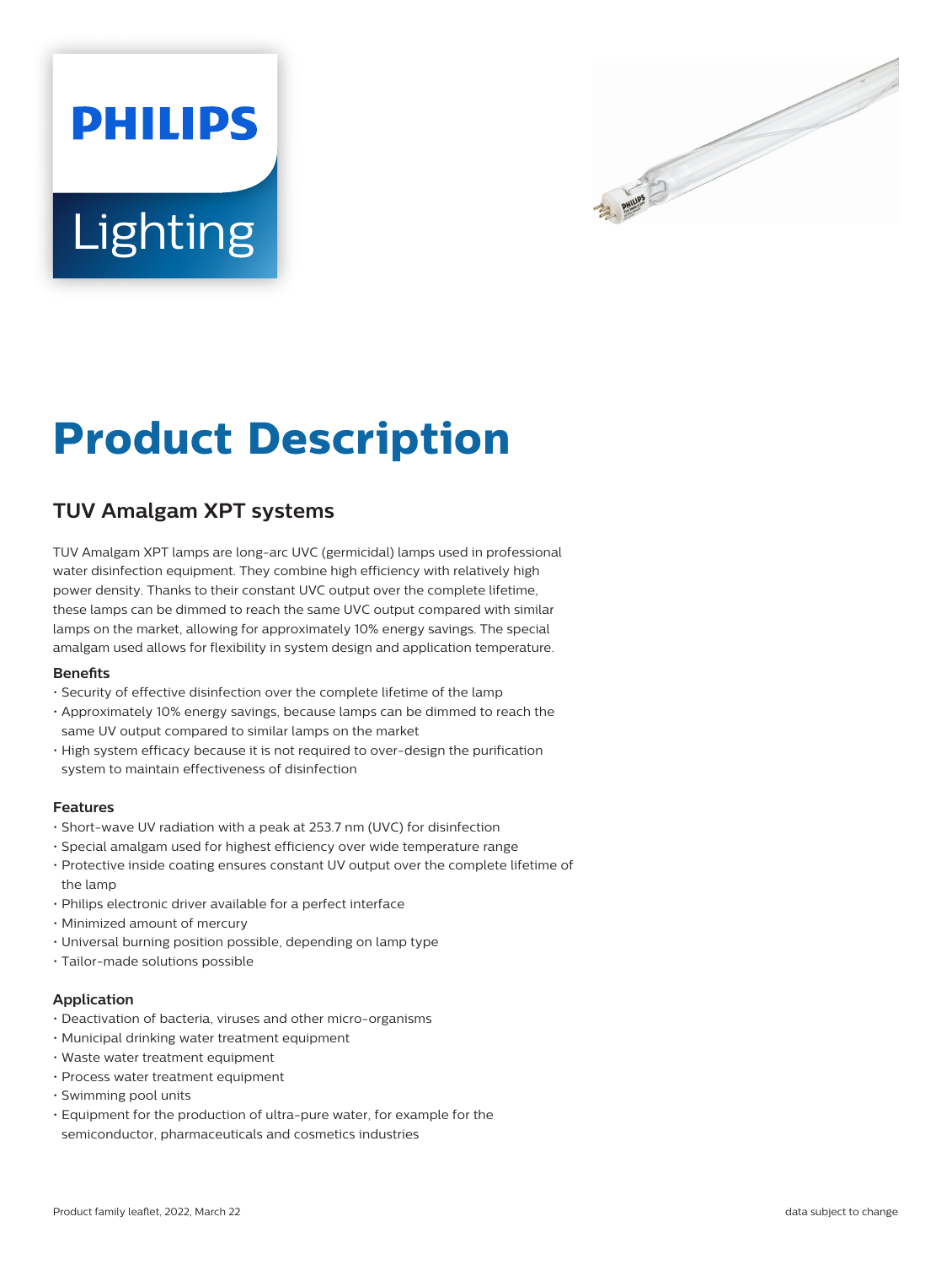PHILIPS

Lighting

# Product Description

## TUV Amalgam XPT systems

TUV Amalgam XPT lamps are long-arc UVC (germicidal) lamps used in professional water disinfection equipment. They combine high efficiency with relatively high power density. Thanks to their constant UVC output over the complete lifetime, these lamps can be dimmed to reach the same UVC output compared with similar lamps on the market, allowing for approximately 10% energy savings. The special amalgam used allows for flexibility in system design and application temperature.

### Benefits

- Security of effective disinfection over the complete lifetime of the lamp
- Approximately 10% energy savings, because lamps can be dimmed to reach the same UV output compared to similar lamps on the market
- High system efficacy because it is not required to over-design the purification system to maintain effectiveness of disinfection

### Features

- Short-wave UV radiation with a peak at 253.7 nm (UVC) for disinfection
- Special amalgam used for highest efficiency over wide temperature range
- Protective inside coating ensures constant UV output over the complete lifetime of the lamp
- Philips electronic driver available for a perfect interface
- Minimized amount of mercury
- Universal burning position possible, depending on lamp type
- Tailor-made solutions possible

### Application

- Deactivation of bacteria, viruses and other micro-organisms
- Municipal drinking water treatment equipment
- Waste water treatment equipment
- Process water treatment equipment
- Swimming pool units
- Equipment for the production of ultra-pure water, for example for the semiconductor, pharmaceuticals and cosmetics industries

Product family leaflet, 2022, March 22

data subject to change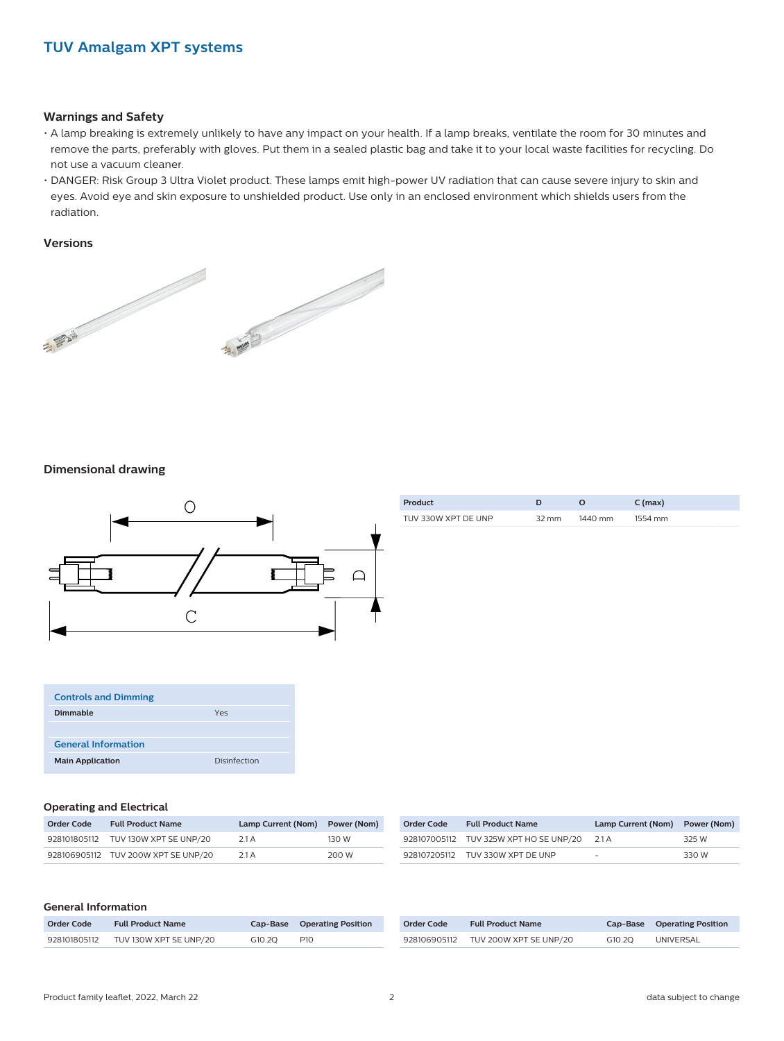# TUV Amalgam XPT systems

## Warnings and Safety

- A lamp breaking is extremely unlikely to have any impact on your health. If a lamp breaks, ventilate the room for 30 minutes and remove the parts, preferably with gloves. Put them in a sealed plastic bag and take it to your local waste facilities for recycling. Do not use a vacuum cleaner.
- DANGER: Risk Group 3 Ultra Violet product. These lamps emit high-power UV radiation that can cause severe injury to skin and eyes. Avoid eye and skin exposure to unshielded product. Use only in an enclosed environment which shields users from the radiation.

## Versions

## Dimensional drawing

| Product | D | O | C (max) |
|---|---|---|---|
| TUV 330W XPT DE UNP | 32 mm | 1440 mm | 1554 mm |

| Controls and Dimming | |
|---|---|
| Dimmable | Yes |
| **General Information** | |
| Main Application | Disinfection |

## Operating and Electrical

| Order Code | Full Product Name | Lamp Current (Nom) | Power (Nom) |
|---|---|---|---|
| 928101805112 | TUV 130W XPT SE UNP/20 | 2.1 A | 130 W |
| 928106905112 | TUV 200W XPT SE UNP/20 | 2.1 A | 200 W |
| 928107005112 | TUV 325W XPT HO SE UNP/20 | 2.1 A | 325 W |
| 928107205112 | TUV 330W XPT DE UNP | - | 330 W |

## General Information

| Order Code | Full Product Name | Cap-Base | Operating Position |
|---|---|---|---|
| 928101805112 | TUV 130W XPT SE UNP/20 | G10.2Q | P10 |
| 928106905112 | TUV 200W XPT SE UNP/20 | G10.2Q | UNIVERSAL |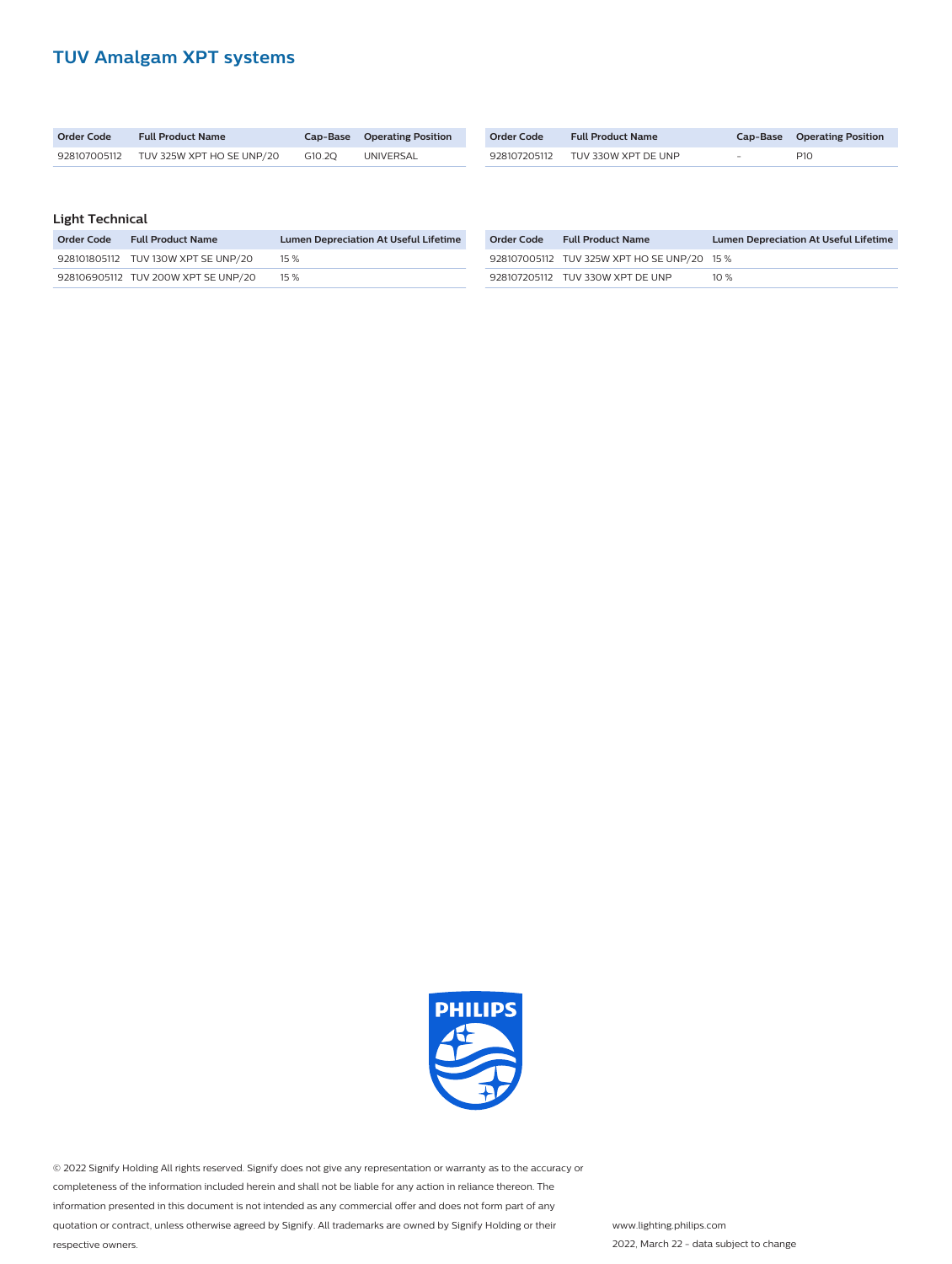## TUV Amalgam XPT systems

| Order Code | Full Product Name | Cap-Base | Operating Position |
|---|---|---|---|
| 928107005112 | TUV 325W XPT HO SE UNP/20 | G10.2Q | UNIVERSAL |
| 928107205112 | TUV 330W XPT DE UNP | - | P10 |

### Light Technical

| Order Code | Full Product Name | Lumen Depreciation At Useful Lifetime |
|---|---|---|
| 928101805112 | TUV 130W XPT SE UNP/20 | 15 % |
| 928106905112 | TUV 200W XPT SE UNP/20 | 15 % |
| 928107005112 | TUV 325W XPT HO SE UNP/20 | 15 % |
| 928107205112 | TUV 330W XPT DE UNP | 10 % |

© 2022 Signify Holding All rights reserved. Signify does not give any representation or warranty as to the accuracy or completeness of the information included herein and shall not be liable for any action in reliance thereon. The information presented in this document is not intended as any commercial offer and does not form part of any quotation or contract, unless otherwise agreed by Signify. All trademarks are owned by Signify Holding or their respective owners.

www.lighting.philips.com

2022, March 22 - data subject to change